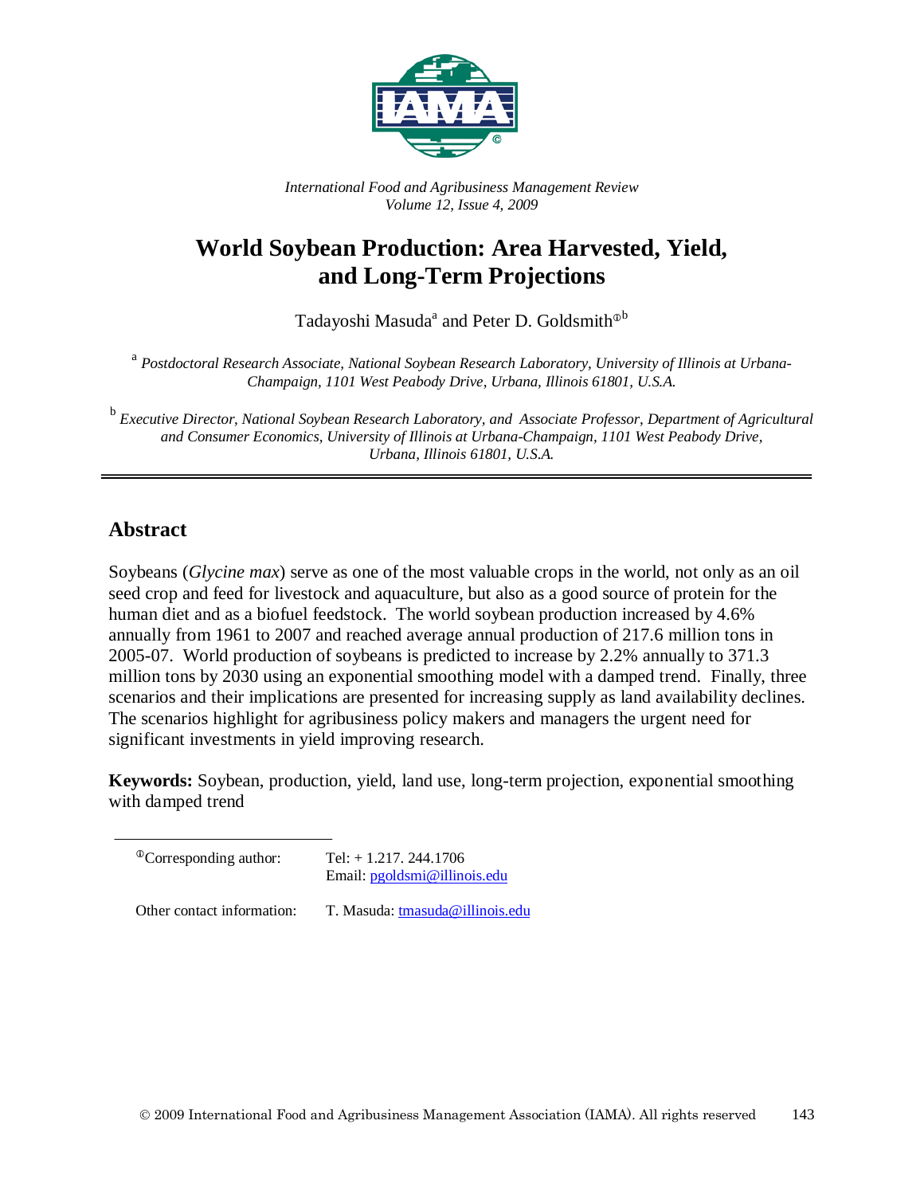*International Food and Agribusiness Management Review*
*Volume 12, Issue 4, 2009*

# World Soybean Production: Area Harvested, Yield, and Long-Term Projections

Tadayoshi Masuda[a] and Peter D. Goldsmith[①b]

[a] *Postdoctoral Research Associate, National Soybean Research Laboratory, University of Illinois at Urbana-Champaign, 1101 West Peabody Drive, Urbana, Illinois 61801, U.S.A.*

[b] *Executive Director, National Soybean Research Laboratory, and Associate Professor, Department of Agricultural and Consumer Economics, University of Illinois at Urbana-Champaign, 1101 West Peabody Drive, Urbana, Illinois 61801, U.S.A.*

---

## Abstract

Soybeans (*Glycine max*) serve as one of the most valuable crops in the world, not only as an oil seed crop and feed for livestock and aquaculture, but also as a good source of protein for the human diet and as a biofuel feedstock. The world soybean production increased by 4.6% annually from 1961 to 2007 and reached average annual production of 217.6 million tons in 2005-07. World production of soybeans is predicted to increase by 2.2% annually to 371.3 million tons by 2030 using an exponential smoothing model with a damped trend. Finally, three scenarios and their implications are presented for increasing supply as land availability declines. The scenarios highlight for agribusiness policy makers and managers the urgent need for significant investments in yield improving research.

**Keywords:** Soybean, production, yield, land use, long-term projection, exponential smoothing with damped trend

---

[①]Corresponding author: Tel: + 1.217. 244.1706
Email: pgoldsmi@illinois.edu

Other contact information: T. Masuda: tmasuda@illinois.edu

© 2009 International Food and Agribusiness Management Association (IAMA). All rights reserved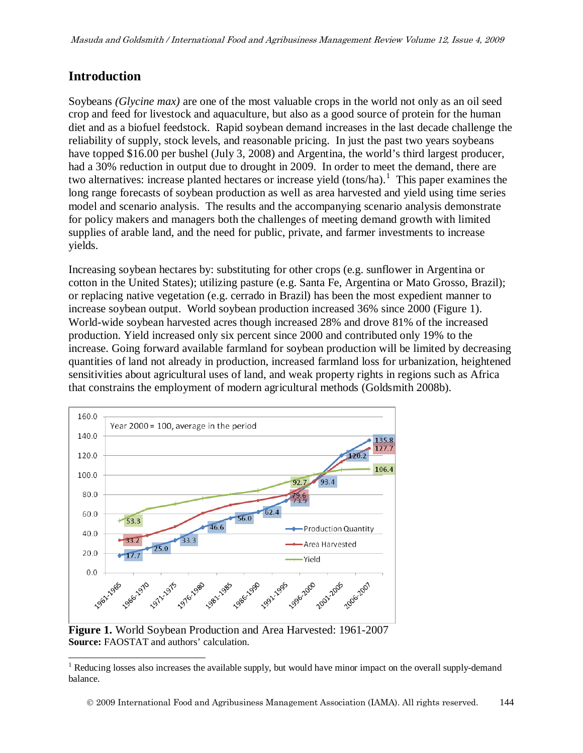## Introduction

Soybeans *(Glycine max)* are one of the most valuable crops in the world not only as an oil seed crop and feed for livestock and aquaculture, but also as a good source of protein for the human diet and as a biofuel feedstock. Rapid soybean demand increases in the last decade challenge the reliability of supply, stock levels, and reasonable pricing. In just the past two years soybeans have topped $16.00 per bushel (July 3, 2008) and Argentina, the world's third largest producer, had a 30% reduction in output due to drought in 2009. In order to meet the demand, there are two alternatives: increase planted hectares or increase yield (tons/ha).[1] This paper examines the long range forecasts of soybean production as well as area harvested and yield using time series model and scenario analysis. The results and the accompanying scenario analysis demonstrate for policy makers and managers both the challenges of meeting demand growth with limited supplies of arable land, and the need for public, private, and farmer investments to increase yields.

Increasing soybean hectares by: substituting for other crops (e.g. sunflower in Argentina or cotton in the United States); utilizing pasture (e.g. Santa Fe, Argentina or Mato Grosso, Brazil); or replacing native vegetation (e.g. cerrado in Brazil) has been the most expedient manner to increase soybean output. World soybean production increased 36% since 2000 (Figure 1). World-wide soybean harvested acres though increased 28% and drove 81% of the increased production. Yield increased only six percent since 2000 and contributed only 19% to the increase. Going forward available farmland for soybean production will be limited by decreasing quantities of land not already in production, increased farmland loss for urbanization, heightened sensitivities about agricultural uses of land, and weak property rights in regions such as Africa that constrains the employment of modern agricultural methods (Goldsmith 2008b).

**Figure 1.** World Soybean Production and Area Harvested: 1961-2007
**Source:** FAOSTAT and authors' calculation.

[1] Reducing losses also increases the available supply, but would have minor impact on the overall supply-demand balance.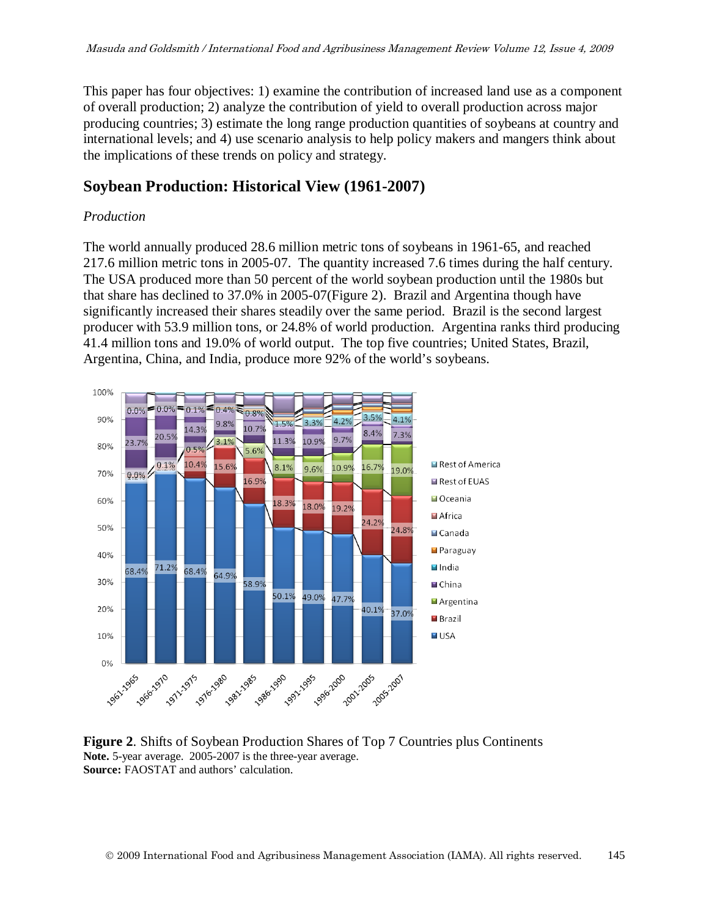This paper has four objectives: 1) examine the contribution of increased land use as a component of overall production; 2) analyze the contribution of yield to overall production across major producing countries; 3) estimate the long range production quantities of soybeans at country and international levels; and 4) use scenario analysis to help policy makers and mangers think about the implications of these trends on policy and strategy.

## Soybean Production: Historical View (1961-2007)

### *Production*

The world annually produced 28.6 million metric tons of soybeans in 1961-65, and reached 217.6 million metric tons in 2005-07. The quantity increased 7.6 times during the half century. The USA produced more than 50 percent of the world soybean production until the 1980s but that share has declined to 37.0% in 2005-07(Figure 2). Brazil and Argentina though have significantly increased their shares steadily over the same period. Brazil is the second largest producer with 53.9 million tons, or 24.8% of world production. Argentina ranks third producing 41.4 million tons and 19.0% of world output. The top five countries; United States, Brazil, Argentina, China, and India, produce more 92% of the world's soybeans.

**Figure 2**. Shifts of Soybean Production Shares of Top 7 Countries plus Continents
**Note.** 5-year average. 2005-2007 is the three-year average.
**Source:** FAOSTAT and authors' calculation.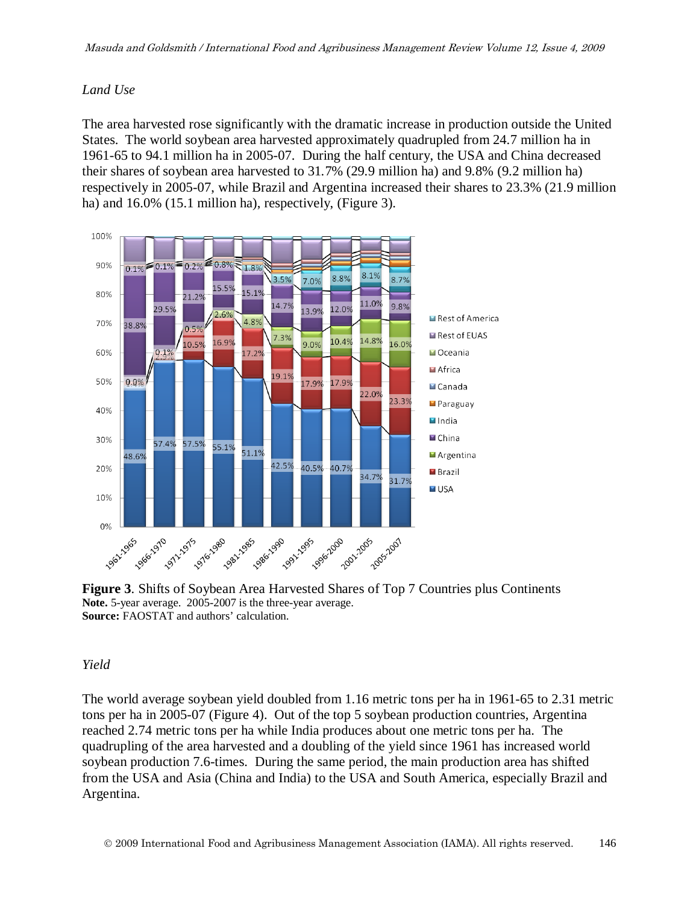*Land Use*

The area harvested rose significantly with the dramatic increase in production outside the United States. The world soybean area harvested approximately quadrupled from 24.7 million ha in 1961-65 to 94.1 million ha in 2005-07. During the half century, the USA and China decreased their shares of soybean area harvested to 31.7% (29.9 million ha) and 9.8% (9.2 million ha) respectively in 2005-07, while Brazil and Argentina increased their shares to 23.3% (21.9 million ha) and 16.0% (15.1 million ha), respectively, (Figure 3).

**Figure 3**. Shifts of Soybean Area Harvested Shares of Top 7 Countries plus Continents
**Note.** 5-year average. 2005-2007 is the three-year average.
**Source:** FAOSTAT and authors' calculation.

*Yield*

The world average soybean yield doubled from 1.16 metric tons per ha in 1961-65 to 2.31 metric tons per ha in 2005-07 (Figure 4). Out of the top 5 soybean production countries, Argentina reached 2.74 metric tons per ha while India produces about one metric tons per ha. The quadrupling of the area harvested and a doubling of the yield since 1961 has increased world soybean production 7.6-times. During the same period, the main production area has shifted from the USA and Asia (China and India) to the USA and South America, especially Brazil and Argentina.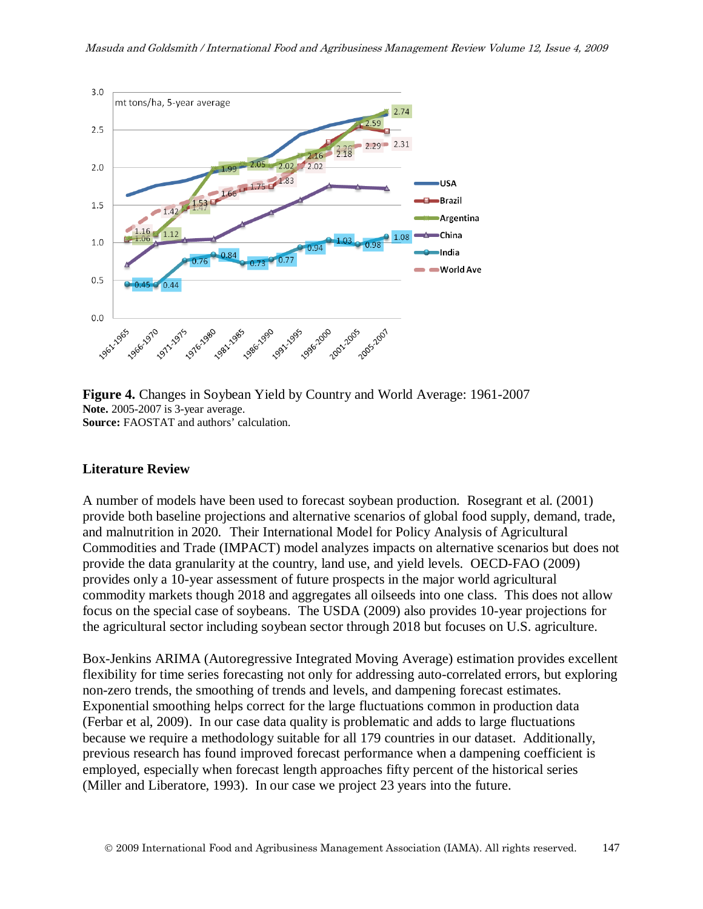**Figure 4.** Changes in Soybean Yield by Country and World Average: 1961-2007
**Note.** 2005-2007 is 3-year average.
**Source:** FAOSTAT and authors' calculation.

## Literature Review

A number of models have been used to forecast soybean production. Rosegrant et al. (2001) provide both baseline projections and alternative scenarios of global food supply, demand, trade, and malnutrition in 2020. Their International Model for Policy Analysis of Agricultural Commodities and Trade (IMPACT) model analyzes impacts on alternative scenarios but does not provide the data granularity at the country, land use, and yield levels. OECD-FAO (2009) provides only a 10-year assessment of future prospects in the major world agricultural commodity markets though 2018 and aggregates all oilseeds into one class. This does not allow focus on the special case of soybeans. The USDA (2009) also provides 10-year projections for the agricultural sector including soybean sector through 2018 but focuses on U.S. agriculture.

Box-Jenkins ARIMA (Autoregressive Integrated Moving Average) estimation provides excellent flexibility for time series forecasting not only for addressing auto-correlated errors, but exploring non-zero trends, the smoothing of trends and levels, and dampening forecast estimates. Exponential smoothing helps correct for the large fluctuations common in production data (Ferbar et al, 2009). In our case data quality is problematic and adds to large fluctuations because we require a methodology suitable for all 179 countries in our dataset. Additionally, previous research has found improved forecast performance when a dampening coefficient is employed, especially when forecast length approaches fifty percent of the historical series (Miller and Liberatore, 1993). In our case we project 23 years into the future.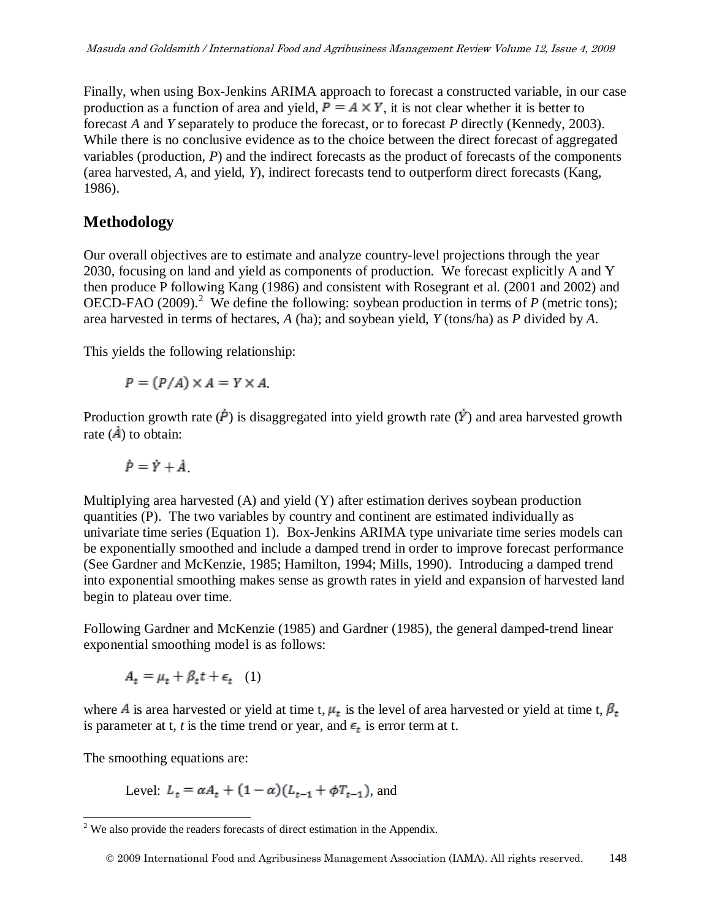Finally, when using Box-Jenkins ARIMA approach to forecast a constructed variable, in our case production as a function of area and yield, $P = A \times Y$, it is not clear whether it is better to forecast *A* and *Y* separately to produce the forecast, or to forecast *P* directly (Kennedy, 2003). While there is no conclusive evidence as to the choice between the direct forecast of aggregated variables (production, *P*) and the indirect forecasts as the product of forecasts of the components (area harvested, *A*, and yield, *Y*), indirect forecasts tend to outperform direct forecasts (Kang, 1986).

## Methodology

Our overall objectives are to estimate and analyze country-level projections through the year 2030, focusing on land and yield as components of production. We forecast explicitly A and Y then produce P following Kang (1986) and consistent with Rosegrant et al. (2001 and 2002) and OECD-FAO (2009).[2] We define the following: soybean production in terms of *P* (metric tons); area harvested in terms of hectares, *A* (ha); and soybean yield, *Y* (tons/ha) as *P* divided by *A*.

This yields the following relationship:

$$P = (P/A) \times A = Y \times A.$$

Production growth rate ($\dot{P}$) is disaggregated into yield growth rate ($\dot{Y}$) and area harvested growth rate ($\dot{A}$) to obtain:

$$\dot{P} = \dot{Y} + \dot{A}.$$

Multiplying area harvested (A) and yield (Y) after estimation derives soybean production quantities (P). The two variables by country and continent are estimated individually as univariate time series (Equation 1). Box-Jenkins ARIMA type univariate time series models can be exponentially smoothed and include a damped trend in order to improve forecast performance (See Gardner and McKenzie, 1985; Hamilton, 1994; Mills, 1990). Introducing a damped trend into exponential smoothing makes sense as growth rates in yield and expansion of harvested land begin to plateau over time.

Following Gardner and McKenzie (1985) and Gardner (1985), the general damped-trend linear exponential smoothing model is as follows:

$$A_t = \mu_t + \beta_t t + \epsilon_t \quad (1)$$

where $A$ is area harvested or yield at time t, $\mu_t$ is the level of area harvested or yield at time t, $\beta_t$ is parameter at t, *t* is the time trend or year, and $\epsilon_t$ is error term at t.

The smoothing equations are:

Level: $L_t = \alpha A_t + (1-\alpha)(L_{t-1} + \phi T_{t-1})$, and

---

[2] We also provide the readers forecasts of direct estimation in the Appendix.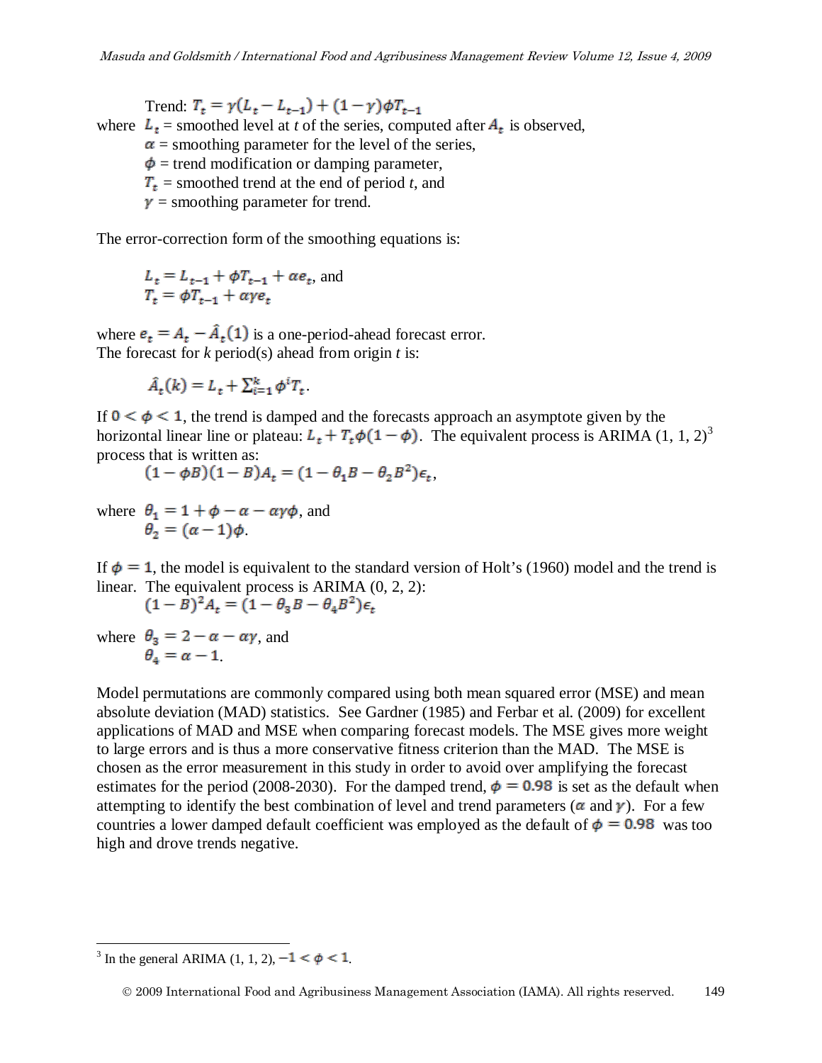Trend: $T_t = \gamma(L_t - L_{t-1}) + (1-\gamma)\phi T_{t-1}$

where $L_t$ = smoothed level at *t* of the series, computed after $A_t$ is observed,
$\alpha$ = smoothing parameter for the level of the series,
$\phi$ = trend modification or damping parameter,
$T_t$ = smoothed trend at the end of period *t*, and
$\gamma$ = smoothing parameter for trend.

The error-correction form of the smoothing equations is:

$$L_t = L_{t-1} + \phi T_{t-1} + \alpha e_t, \text{ and}$$
$$T_t = \phi T_{t-1} + \alpha\gamma e_t$$

where $e_t = A_t - \hat{A}_t(1)$ is a one-period-ahead forecast error.
The forecast for *k* period(s) ahead from origin *t* is:

$$\hat{A}_t(k) = L_t + \sum_{i=1}^{k} \phi^i T_t.$$

If $0 < \phi < 1$, the trend is damped and the forecasts approach an asymptote given by the horizontal linear line or plateau: $L_t + T_t\phi(1-\phi)$. The equivalent process is ARIMA (1, 1, 2)[3] process that is written as:

$$(1-\phi B)(1-B)A_t = (1-\theta_1 B - \theta_2 B^2)\epsilon_t,$$

where $\theta_1 = 1 + \phi - \alpha - \alpha\gamma\phi$, and
$\theta_2 = (\alpha - 1)\phi$.

If $\phi = 1$, the model is equivalent to the standard version of Holt's (1960) model and the trend is linear. The equivalent process is ARIMA (0, 2, 2):

$$(1-B)^2 A_t = (1-\theta_3 B - \theta_4 B^2)\epsilon_t$$

where $\theta_3 = 2 - \alpha - \alpha\gamma$, and
$\theta_4 = \alpha - 1$.

Model permutations are commonly compared using both mean squared error (MSE) and mean absolute deviation (MAD) statistics. See Gardner (1985) and Ferbar et al. (2009) for excellent applications of MAD and MSE when comparing forecast models. The MSE gives more weight to large errors and is thus a more conservative fitness criterion than the MAD. The MSE is chosen as the error measurement in this study in order to avoid over amplifying the forecast estimates for the period (2008-2030). For the damped trend, $\phi = 0.98$ is set as the default when attempting to identify the best combination of level and trend parameters ($\alpha$ and $\gamma$). For a few countries a lower damped default coefficient was employed as the default of $\phi = 0.98$ was too high and drove trends negative.

[3] In the general ARIMA (1, 1, 2), $-1 < \phi < 1$.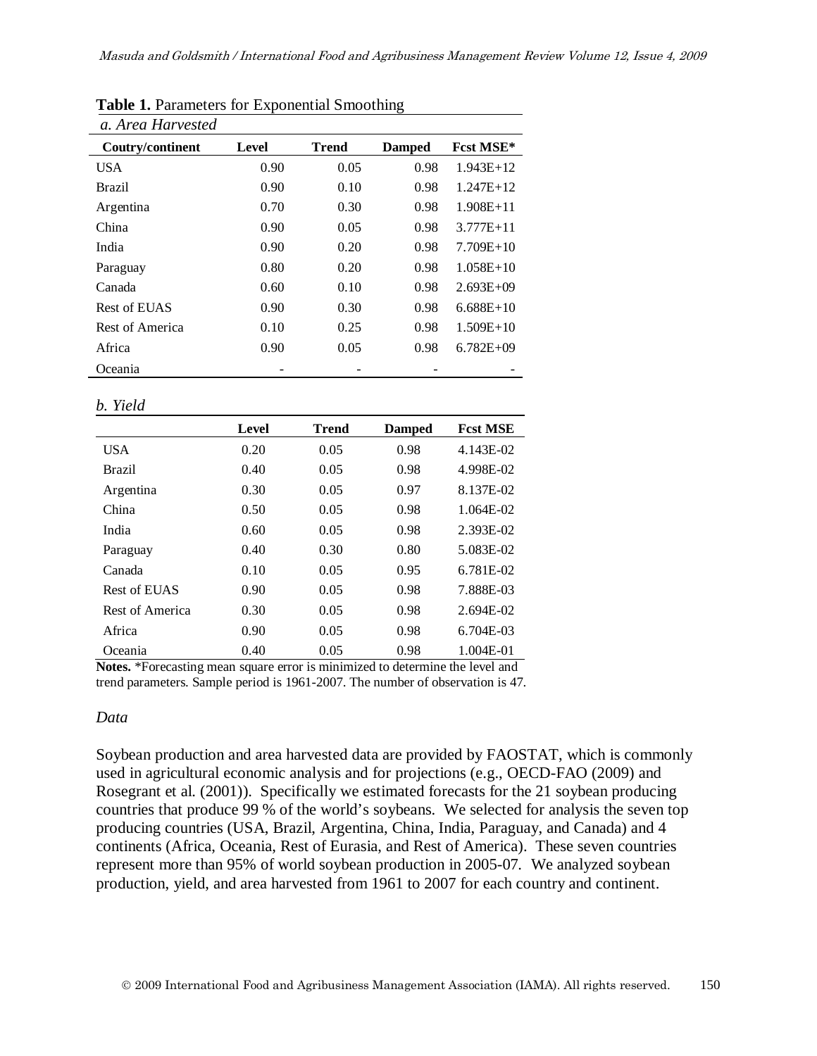**Table 1.** Parameters for Exponential Smoothing

*a. Area Harvested*

| Coutry/continent | Level | Trend | Damped | Fcst MSE* |
|---|---|---|---|---|
| USA | 0.90 | 0.05 | 0.98 | 1.943E+12 |
| Brazil | 0.90 | 0.10 | 0.98 | 1.247E+12 |
| Argentina | 0.70 | 0.30 | 0.98 | 1.908E+11 |
| China | 0.90 | 0.05 | 0.98 | 3.777E+11 |
| India | 0.90 | 0.20 | 0.98 | 7.709E+10 |
| Paraguay | 0.80 | 0.20 | 0.98 | 1.058E+10 |
| Canada | 0.60 | 0.10 | 0.98 | 2.693E+09 |
| Rest of EUAS | 0.90 | 0.30 | 0.98 | 6.688E+10 |
| Rest of America | 0.10 | 0.25 | 0.98 | 1.509E+10 |
| Africa | 0.90 | 0.05 | 0.98 | 6.782E+09 |
| Oceania | - | - | - | - |

*b. Yield*

| | Level | Trend | Damped | Fcst MSE |
|---|---|---|---|---|
| USA | 0.20 | 0.05 | 0.98 | 4.143E-02 |
| Brazil | 0.40 | 0.05 | 0.98 | 4.998E-02 |
| Argentina | 0.30 | 0.05 | 0.97 | 8.137E-02 |
| China | 0.50 | 0.05 | 0.98 | 1.064E-02 |
| India | 0.60 | 0.05 | 0.98 | 2.393E-02 |
| Paraguay | 0.40 | 0.30 | 0.80 | 5.083E-02 |
| Canada | 0.10 | 0.05 | 0.95 | 6.781E-02 |
| Rest of EUAS | 0.90 | 0.05 | 0.98 | 7.888E-03 |
| Rest of America | 0.30 | 0.05 | 0.98 | 2.694E-02 |
| Africa | 0.90 | 0.05 | 0.98 | 6.704E-03 |
| Oceania | 0.40 | 0.05 | 0.98 | 1.004E-01 |

**Notes.** *Forecasting mean square error is minimized to determine the level and trend parameters. Sample period is 1961-2007. The number of observation is 47.

*Data*

Soybean production and area harvested data are provided by FAOSTAT, which is commonly used in agricultural economic analysis and for projections (e.g., OECD-FAO (2009) and Rosegrant et al. (2001)). Specifically we estimated forecasts for the 21 soybean producing countries that produce 99 % of the world's soybeans. We selected for analysis the seven top producing countries (USA, Brazil, Argentina, China, India, Paraguay, and Canada) and 4 continents (Africa, Oceania, Rest of Eurasia, and Rest of America). These seven countries represent more than 95% of world soybean production in 2005-07. We analyzed soybean production, yield, and area harvested from 1961 to 2007 for each country and continent.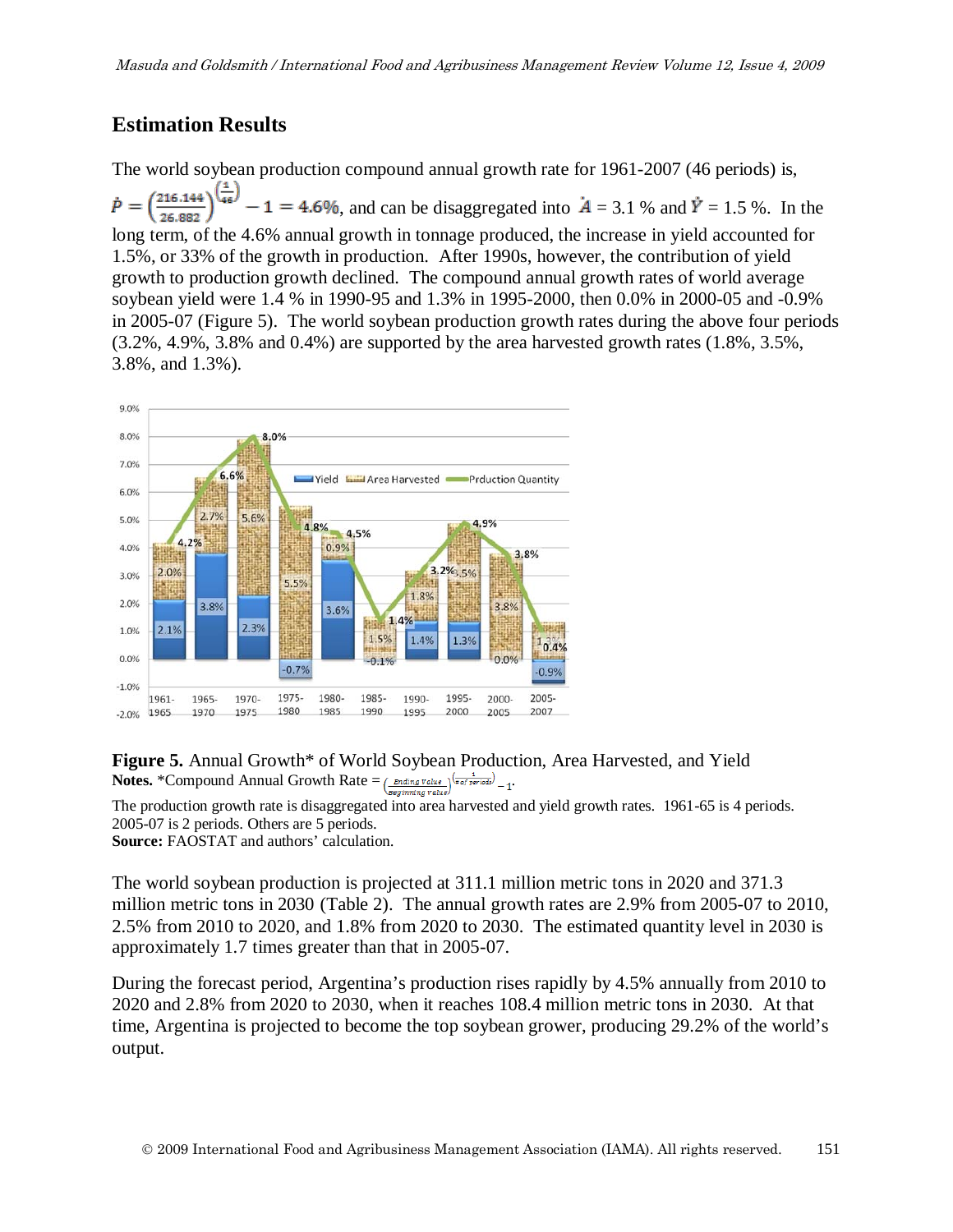## Estimation Results

The world soybean production compound annual growth rate for 1961-2007 (46 periods) is,

$\dot{P} = \left(\frac{216.144}{26.882}\right)^{\left(\frac{1}{46}\right)} - 1 = 4.6\%$, and can be disaggregated into $\dot{A}$ = 3.1 % and $\dot{Y}$ = 1.5 %. In the long term, of the 4.6% annual growth in tonnage produced, the increase in yield accounted for 1.5%, or 33% of the growth in production. After 1990s, however, the contribution of yield growth to production growth declined. The compound annual growth rates of world average soybean yield were 1.4 % in 1990-95 and 1.3% in 1995-2000, then 0.0% in 2000-05 and -0.9% in 2005-07 (Figure 5). The world soybean production growth rates during the above four periods (3.2%, 4.9%, 3.8% and 0.4%) are supported by the area harvested growth rates (1.8%, 3.5%, 3.8%, and 1.3%).

**Figure 5.** Annual Growth* of World Soybean Production, Area Harvested, and Yield
**Notes.** *Compound Annual Growth Rate = $\left(\frac{\text{Ending Value}}{\text{Beginning Value}}\right)^{\left(\frac{1}{\#\text{ of periods}}\right)} - 1$.
The production growth rate is disaggregated into area harvested and yield growth rates. 1961-65 is 4 periods. 2005-07 is 2 periods. Others are 5 periods.
**Source:** FAOSTAT and authors' calculation.

The world soybean production is projected at 311.1 million metric tons in 2020 and 371.3 million metric tons in 2030 (Table 2). The annual growth rates are 2.9% from 2005-07 to 2010, 2.5% from 2010 to 2020, and 1.8% from 2020 to 2030. The estimated quantity level in 2030 is approximately 1.7 times greater than that in 2005-07.

During the forecast period, Argentina's production rises rapidly by 4.5% annually from 2010 to 2020 and 2.8% from 2020 to 2030, when it reaches 108.4 million metric tons in 2030. At that time, Argentina is projected to become the top soybean grower, producing 29.2% of the world's output.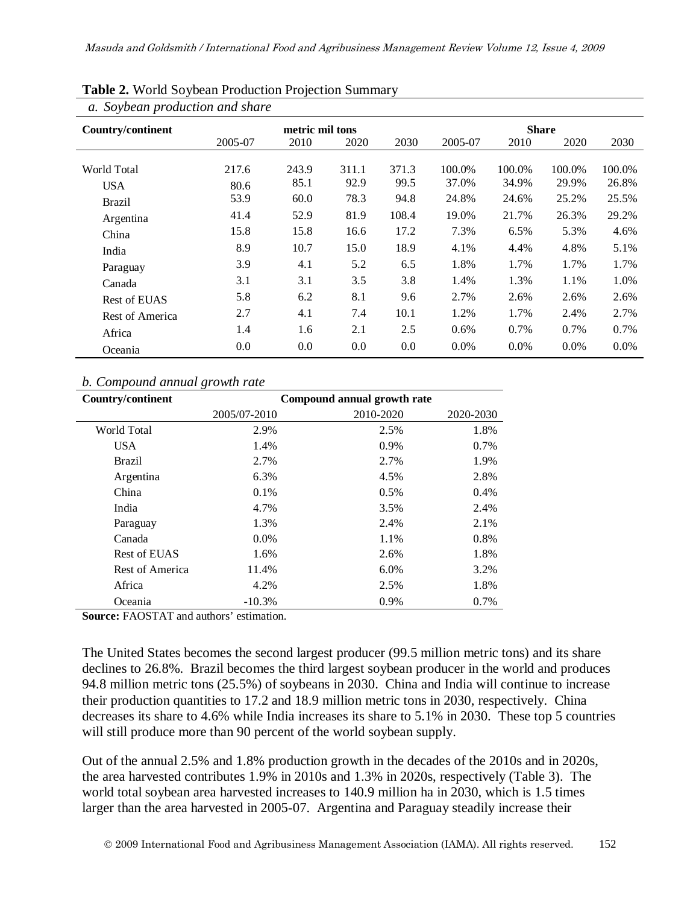**Table 2.** World Soybean Production Projection Summary

*a. Soybean production and share*

| Country/continent | metric mil tons | | | | Share | | | |
|---|---|---|---|---|---|---|---|---|
| | 2005-07 | 2010 | 2020 | 2030 | 2005-07 | 2010 | 2020 | 2030 |
| World Total | 217.6 | 243.9 | 311.1 | 371.3 | 100.0% | 100.0% | 100.0% | 100.0% |
| USA | 80.6 | 85.1 | 92.9 | 99.5 | 37.0% | 34.9% | 29.9% | 26.8% |
| Brazil | 53.9 | 60.0 | 78.3 | 94.8 | 24.8% | 24.6% | 25.2% | 25.5% |
| Argentina | 41.4 | 52.9 | 81.9 | 108.4 | 19.0% | 21.7% | 26.3% | 29.2% |
| China | 15.8 | 15.8 | 16.6 | 17.2 | 7.3% | 6.5% | 5.3% | 4.6% |
| India | 8.9 | 10.7 | 15.0 | 18.9 | 4.1% | 4.4% | 4.8% | 5.1% |
| Paraguay | 3.9 | 4.1 | 5.2 | 6.5 | 1.8% | 1.7% | 1.7% | 1.7% |
| Canada | 3.1 | 3.1 | 3.5 | 3.8 | 1.4% | 1.3% | 1.1% | 1.0% |
| Rest of EUAS | 5.8 | 6.2 | 8.1 | 9.6 | 2.7% | 2.6% | 2.6% | 2.6% |
| Rest of America | 2.7 | 4.1 | 7.4 | 10.1 | 1.2% | 1.7% | 2.4% | 2.7% |
| Africa | 1.4 | 1.6 | 2.1 | 2.5 | 0.6% | 0.7% | 0.7% | 0.7% |
| Oceania | 0.0 | 0.0 | 0.0 | 0.0 | 0.0% | 0.0% | 0.0% | 0.0% |

*b. Compound annual growth rate*

| Country/continent | Compound annual growth rate | | |
|---|---|---|---|
| | 2005/07-2010 | 2010-2020 | 2020-2030 |
| World Total | 2.9% | 2.5% | 1.8% |
| USA | 1.4% | 0.9% | 0.7% |
| Brazil | 2.7% | 2.7% | 1.9% |
| Argentina | 6.3% | 4.5% | 2.8% |
| China | 0.1% | 0.5% | 0.4% |
| India | 4.7% | 3.5% | 2.4% |
| Paraguay | 1.3% | 2.4% | 2.1% |
| Canada | 0.0% | 1.1% | 0.8% |
| Rest of EUAS | 1.6% | 2.6% | 1.8% |
| Rest of America | 11.4% | 6.0% | 3.2% |
| Africa | 4.2% | 2.5% | 1.8% |
| Oceania | -10.3% | 0.9% | 0.7% |

**Source:** FAOSTAT and authors' estimation.

The United States becomes the second largest producer (99.5 million metric tons) and its share declines to 26.8%. Brazil becomes the third largest soybean producer in the world and produces 94.8 million metric tons (25.5%) of soybeans in 2030. China and India will continue to increase their production quantities to 17.2 and 18.9 million metric tons in 2030, respectively. China decreases its share to 4.6% while India increases its share to 5.1% in 2030. These top 5 countries will still produce more than 90 percent of the world soybean supply.

Out of the annual 2.5% and 1.8% production growth in the decades of the 2010s and in 2020s, the area harvested contributes 1.9% in 2010s and 1.3% in 2020s, respectively (Table 3). The world total soybean area harvested increases to 140.9 million ha in 2030, which is 1.5 times larger than the area harvested in 2005-07. Argentina and Paraguay steadily increase their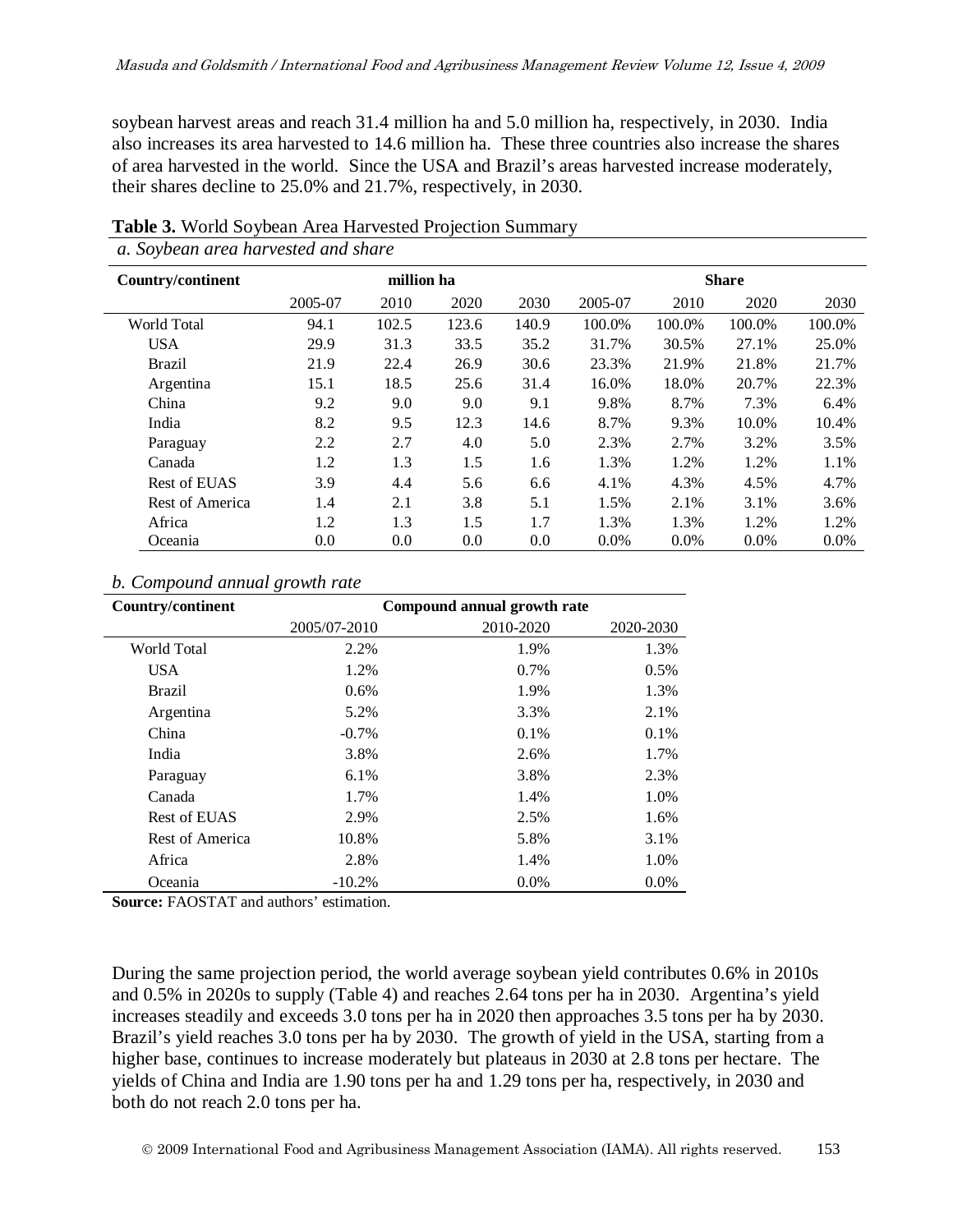soybean harvest areas and reach 31.4 million ha and 5.0 million ha, respectively, in 2030. India also increases its area harvested to 14.6 million ha. These three countries also increase the shares of area harvested in the world. Since the USA and Brazil's areas harvested increase moderately, their shares decline to 25.0% and 21.7%, respectively, in 2030.

**Table 3.** World Soybean Area Harvested Projection Summary

*a. Soybean area harvested and share*

| Country/continent | million ha | | | | Share | | | |
|---|---|---|---|---|---|---|---|---|
| | 2005-07 | 2010 | 2020 | 2030 | 2005-07 | 2010 | 2020 | 2030 |
| World Total | 94.1 | 102.5 | 123.6 | 140.9 | 100.0% | 100.0% | 100.0% | 100.0% |
| USA | 29.9 | 31.3 | 33.5 | 35.2 | 31.7% | 30.5% | 27.1% | 25.0% |
| Brazil | 21.9 | 22.4 | 26.9 | 30.6 | 23.3% | 21.9% | 21.8% | 21.7% |
| Argentina | 15.1 | 18.5 | 25.6 | 31.4 | 16.0% | 18.0% | 20.7% | 22.3% |
| China | 9.2 | 9.0 | 9.0 | 9.1 | 9.8% | 8.7% | 7.3% | 6.4% |
| India | 8.2 | 9.5 | 12.3 | 14.6 | 8.7% | 9.3% | 10.0% | 10.4% |
| Paraguay | 2.2 | 2.7 | 4.0 | 5.0 | 2.3% | 2.7% | 3.2% | 3.5% |
| Canada | 1.2 | 1.3 | 1.5 | 1.6 | 1.3% | 1.2% | 1.2% | 1.1% |
| Rest of EUAS | 3.9 | 4.4 | 5.6 | 6.6 | 4.1% | 4.3% | 4.5% | 4.7% |
| Rest of America | 1.4 | 2.1 | 3.8 | 5.1 | 1.5% | 2.1% | 3.1% | 3.6% |
| Africa | 1.2 | 1.3 | 1.5 | 1.7 | 1.3% | 1.3% | 1.2% | 1.2% |
| Oceania | 0.0 | 0.0 | 0.0 | 0.0 | 0.0% | 0.0% | 0.0% | 0.0% |

*b. Compound annual growth rate*

| Country/continent | Compound annual growth rate | | |
|---|---|---|---|
| | 2005/07-2010 | 2010-2020 | 2020-2030 |
| World Total | 2.2% | 1.9% | 1.3% |
| USA | 1.2% | 0.7% | 0.5% |
| Brazil | 0.6% | 1.9% | 1.3% |
| Argentina | 5.2% | 3.3% | 2.1% |
| China | -0.7% | 0.1% | 0.1% |
| India | 3.8% | 2.6% | 1.7% |
| Paraguay | 6.1% | 3.8% | 2.3% |
| Canada | 1.7% | 1.4% | 1.0% |
| Rest of EUAS | 2.9% | 2.5% | 1.6% |
| Rest of America | 10.8% | 5.8% | 3.1% |
| Africa | 2.8% | 1.4% | 1.0% |
| Oceania | -10.2% | 0.0% | 0.0% |

**Source:** FAOSTAT and authors' estimation.

During the same projection period, the world average soybean yield contributes 0.6% in 2010s and 0.5% in 2020s to supply (Table 4) and reaches 2.64 tons per ha in 2030. Argentina's yield increases steadily and exceeds 3.0 tons per ha in 2020 then approaches 3.5 tons per ha by 2030. Brazil's yield reaches 3.0 tons per ha by 2030. The growth of yield in the USA, starting from a higher base, continues to increase moderately but plateaus in 2030 at 2.8 tons per hectare. The yields of China and India are 1.90 tons per ha and 1.29 tons per ha, respectively, in 2030 and both do not reach 2.0 tons per ha.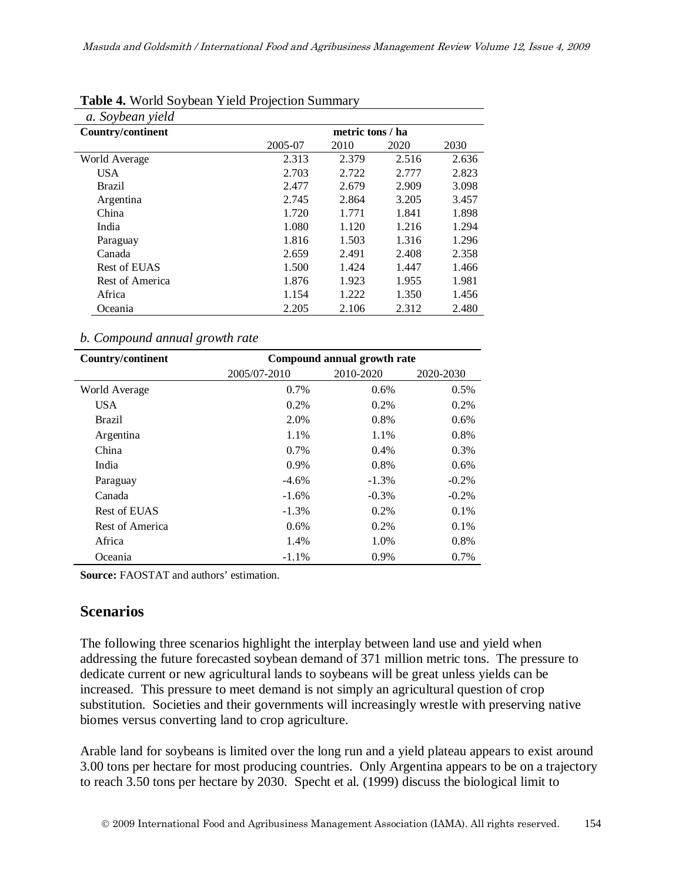**Table 4.** World Soybean Yield Projection Summary

*a. Soybean yield*

| Country/continent | metric tons / ha | | | |
|---|---|---|---|---|
| | 2005-07 | 2010 | 2020 | 2030 |
| World Average | 2.313 | 2.379 | 2.516 | 2.636 |
| USA | 2.703 | 2.722 | 2.777 | 2.823 |
| Brazil | 2.477 | 2.679 | 2.909 | 3.098 |
| Argentina | 2.745 | 2.864 | 3.205 | 3.457 |
| China | 1.720 | 1.771 | 1.841 | 1.898 |
| India | 1.080 | 1.120 | 1.216 | 1.294 |
| Paraguay | 1.816 | 1.503 | 1.316 | 1.296 |
| Canada | 2.659 | 2.491 | 2.408 | 2.358 |
| Rest of EUAS | 1.500 | 1.424 | 1.447 | 1.466 |
| Rest of America | 1.876 | 1.923 | 1.955 | 1.981 |
| Africa | 1.154 | 1.222 | 1.350 | 1.456 |
| Oceania | 2.205 | 2.106 | 2.312 | 2.480 |

*b. Compound annual growth rate*

| Country/continent | Compound annual growth rate | | |
|---|---|---|---|
| | 2005/07-2010 | 2010-2020 | 2020-2030 |
| World Average | 0.7% | 0.6% | 0.5% |
| USA | 0.2% | 0.2% | 0.2% |
| Brazil | 2.0% | 0.8% | 0.6% |
| Argentina | 1.1% | 1.1% | 0.8% |
| China | 0.7% | 0.4% | 0.3% |
| India | 0.9% | 0.8% | 0.6% |
| Paraguay | -4.6% | -1.3% | -0.2% |
| Canada | -1.6% | -0.3% | -0.2% |
| Rest of EUAS | -1.3% | 0.2% | 0.1% |
| Rest of America | 0.6% | 0.2% | 0.1% |
| Africa | 1.4% | 1.0% | 0.8% |
| Oceania | -1.1% | 0.9% | 0.7% |

**Source:** FAOSTAT and authors' estimation.

## Scenarios

The following three scenarios highlight the interplay between land use and yield when addressing the future forecasted soybean demand of 371 million metric tons. The pressure to dedicate current or new agricultural lands to soybeans will be great unless yields can be increased. This pressure to meet demand is not simply an agricultural question of crop substitution. Societies and their governments will increasingly wrestle with preserving native biomes versus converting land to crop agriculture.

Arable land for soybeans is limited over the long run and a yield plateau appears to exist around 3.00 tons per hectare for most producing countries. Only Argentina appears to be on a trajectory to reach 3.50 tons per hectare by 2030. Specht et al. (1999) discuss the biological limit to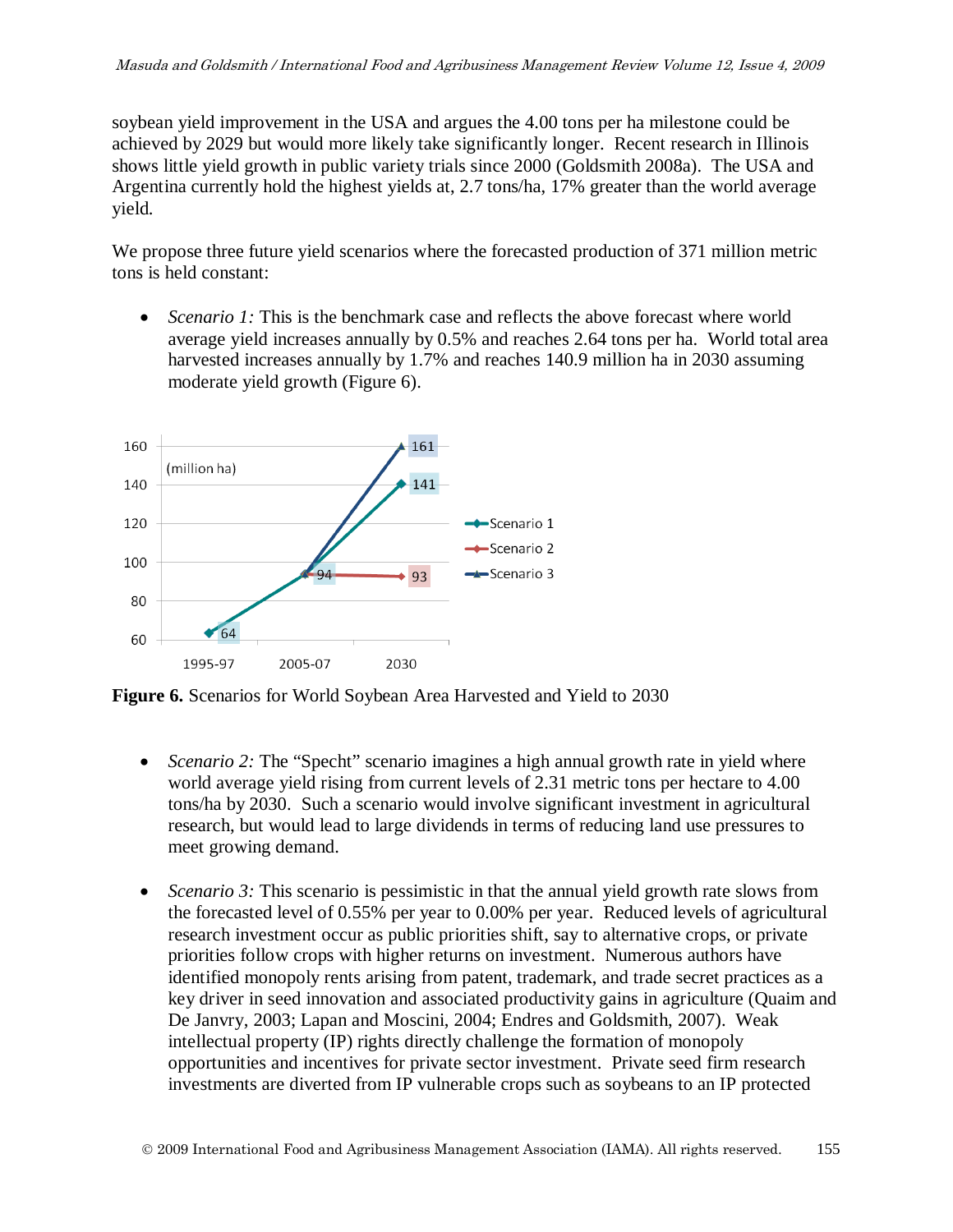soybean yield improvement in the USA and argues the 4.00 tons per ha milestone could be achieved by 2029 but would more likely take significantly longer. Recent research in Illinois shows little yield growth in public variety trials since 2000 (Goldsmith 2008a). The USA and Argentina currently hold the highest yields at, 2.7 tons/ha, 17% greater than the world average yield.

We propose three future yield scenarios where the forecasted production of 371 million metric tons is held constant:

- *Scenario 1:* This is the benchmark case and reflects the above forecast where world average yield increases annually by 0.5% and reaches 2.64 tons per ha. World total area harvested increases annually by 1.7% and reaches 140.9 million ha in 2030 assuming moderate yield growth (Figure 6).

**Figure 6.** Scenarios for World Soybean Area Harvested and Yield to 2030

- *Scenario 2:* The "Specht" scenario imagines a high annual growth rate in yield where world average yield rising from current levels of 2.31 metric tons per hectare to 4.00 tons/ha by 2030. Such a scenario would involve significant investment in agricultural research, but would lead to large dividends in terms of reducing land use pressures to meet growing demand.

- *Scenario 3:* This scenario is pessimistic in that the annual yield growth rate slows from the forecasted level of 0.55% per year to 0.00% per year. Reduced levels of agricultural research investment occur as public priorities shift, say to alternative crops, or private priorities follow crops with higher returns on investment. Numerous authors have identified monopoly rents arising from patent, trademark, and trade secret practices as a key driver in seed innovation and associated productivity gains in agriculture (Quaim and De Janvry, 2003; Lapan and Moscini, 2004; Endres and Goldsmith, 2007). Weak intellectual property (IP) rights directly challenge the formation of monopoly opportunities and incentives for private sector investment. Private seed firm research investments are diverted from IP vulnerable crops such as soybeans to an IP protected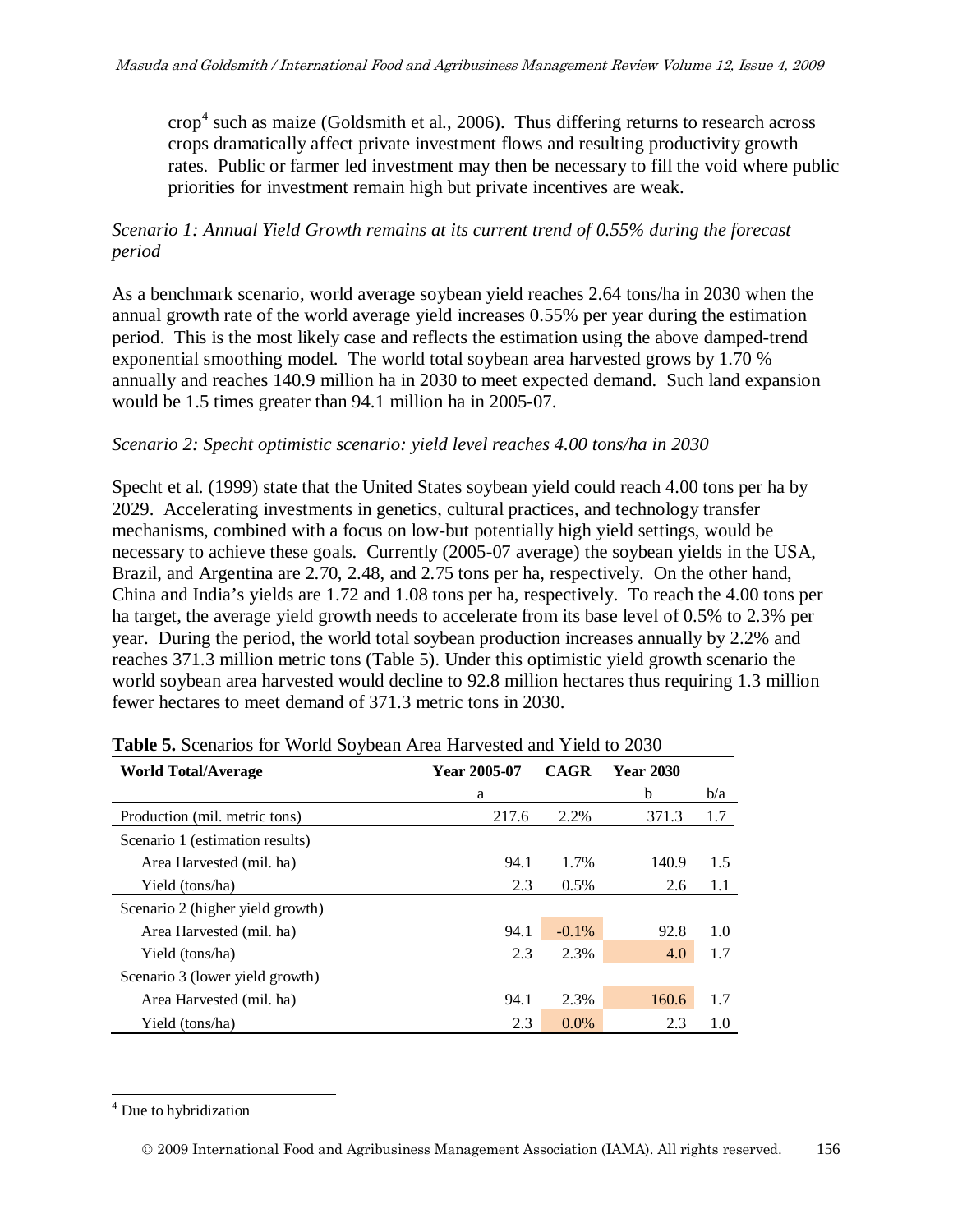crop[4] such as maize (Goldsmith et al., 2006). Thus differing returns to research across crops dramatically affect private investment flows and resulting productivity growth rates. Public or farmer led investment may then be necessary to fill the void where public priorities for investment remain high but private incentives are weak.

*Scenario 1: Annual Yield Growth remains at its current trend of 0.55% during the forecast period*

As a benchmark scenario, world average soybean yield reaches 2.64 tons/ha in 2030 when the annual growth rate of the world average yield increases 0.55% per year during the estimation period. This is the most likely case and reflects the estimation using the above damped-trend exponential smoothing model. The world total soybean area harvested grows by 1.70 % annually and reaches 140.9 million ha in 2030 to meet expected demand. Such land expansion would be 1.5 times greater than 94.1 million ha in 2005-07.

*Scenario 2: Specht optimistic scenario: yield level reaches 4.00 tons/ha in 2030*

Specht et al. (1999) state that the United States soybean yield could reach 4.00 tons per ha by 2029. Accelerating investments in genetics, cultural practices, and technology transfer mechanisms, combined with a focus on low-but potentially high yield settings, would be necessary to achieve these goals. Currently (2005-07 average) the soybean yields in the USA, Brazil, and Argentina are 2.70, 2.48, and 2.75 tons per ha, respectively. On the other hand, China and India's yields are 1.72 and 1.08 tons per ha, respectively. To reach the 4.00 tons per ha target, the average yield growth needs to accelerate from its base level of 0.5% to 2.3% per year. During the period, the world total soybean production increases annually by 2.2% and reaches 371.3 million metric tons (Table 5). Under this optimistic yield growth scenario the world soybean area harvested would decline to 92.8 million hectares thus requiring 1.3 million fewer hectares to meet demand of 371.3 metric tons in 2030.

**Table 5.** Scenarios for World Soybean Area Harvested and Yield to 2030

| World Total/Average | Year 2005-07 | CAGR | Year 2030 | |
|---|---|---|---|---|
| | a | | b | b/a |
| Production (mil. metric tons) | 217.6 | 2.2% | 371.3 | 1.7 |
| Scenario 1 (estimation results) | | | | |
| Area Harvested (mil. ha) | 94.1 | 1.7% | 140.9 | 1.5 |
| Yield (tons/ha) | 2.3 | 0.5% | 2.6 | 1.1 |
| Scenario 2 (higher yield growth) | | | | |
| Area Harvested (mil. ha) | 94.1 | -0.1% | 92.8 | 1.0 |
| Yield (tons/ha) | 2.3 | 2.3% | 4.0 | 1.7 |
| Scenario 3 (lower yield growth) | | | | |
| Area Harvested (mil. ha) | 94.1 | 2.3% | 160.6 | 1.7 |
| Yield (tons/ha) | 2.3 | 0.0% | 2.3 | 1.0 |

[4] Due to hybridization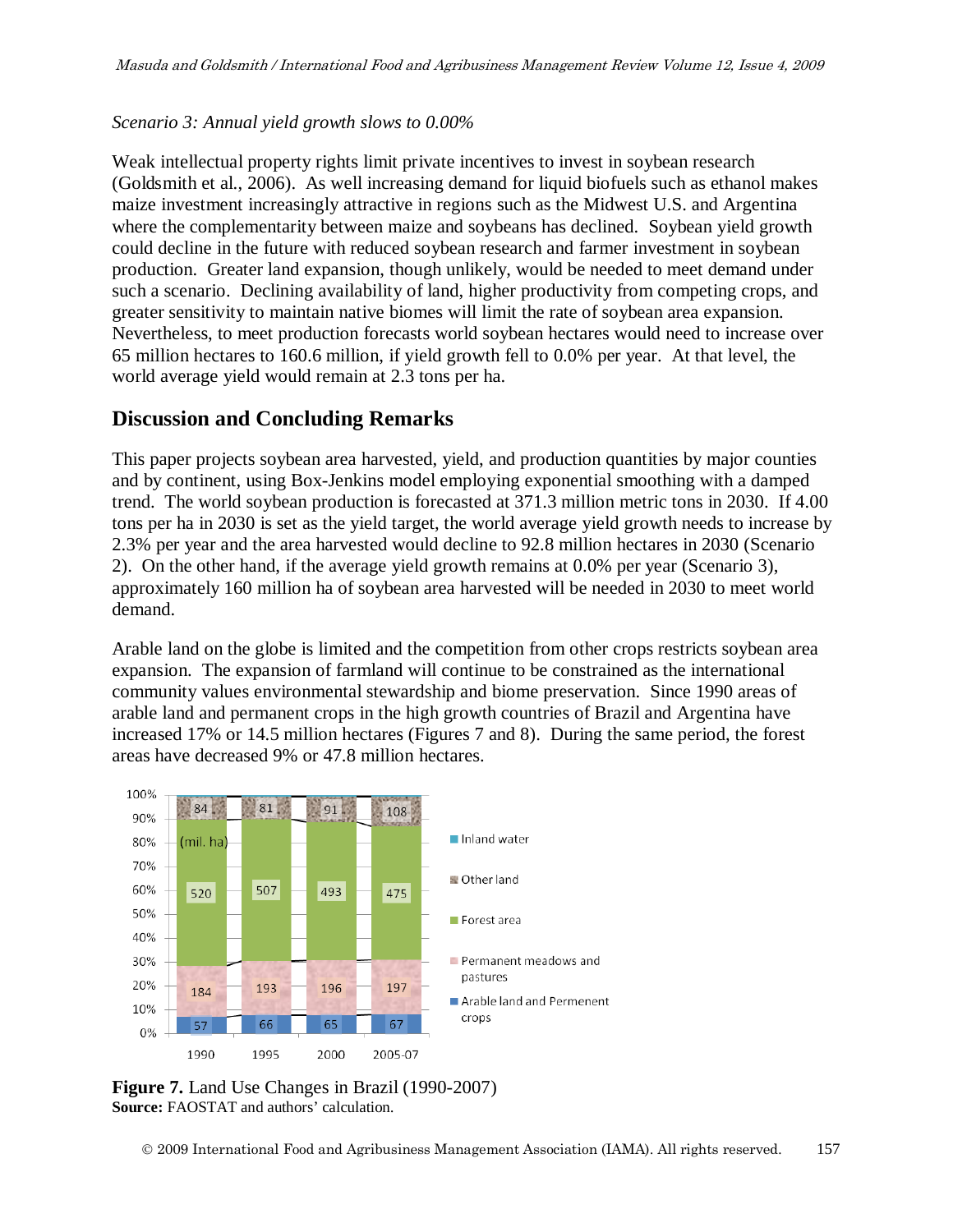*Scenario 3: Annual yield growth slows to 0.00%*

Weak intellectual property rights limit private incentives to invest in soybean research (Goldsmith et al., 2006). As well increasing demand for liquid biofuels such as ethanol makes maize investment increasingly attractive in regions such as the Midwest U.S. and Argentina where the complementarity between maize and soybeans has declined. Soybean yield growth could decline in the future with reduced soybean research and farmer investment in soybean production. Greater land expansion, though unlikely, would be needed to meet demand under such a scenario. Declining availability of land, higher productivity from competing crops, and greater sensitivity to maintain native biomes will limit the rate of soybean area expansion. Nevertheless, to meet production forecasts world soybean hectares would need to increase over 65 million hectares to 160.6 million, if yield growth fell to 0.0% per year. At that level, the world average yield would remain at 2.3 tons per ha.

## Discussion and Concluding Remarks

This paper projects soybean area harvested, yield, and production quantities by major counties and by continent, using Box-Jenkins model employing exponential smoothing with a damped trend. The world soybean production is forecasted at 371.3 million metric tons in 2030. If 4.00 tons per ha in 2030 is set as the yield target, the world average yield growth needs to increase by 2.3% per year and the area harvested would decline to 92.8 million hectares in 2030 (Scenario 2). On the other hand, if the average yield growth remains at 0.0% per year (Scenario 3), approximately 160 million ha of soybean area harvested will be needed in 2030 to meet world demand.

Arable land on the globe is limited and the competition from other crops restricts soybean area expansion. The expansion of farmland will continue to be constrained as the international community values environmental stewardship and biome preservation. Since 1990 areas of arable land and permanent crops in the high growth countries of Brazil and Argentina have increased 17% or 14.5 million hectares (Figures 7 and 8). During the same period, the forest areas have decreased 9% or 47.8 million hectares.

**Figure 7.** Land Use Changes in Brazil (1990-2007)
**Source:** FAOSTAT and authors' calculation.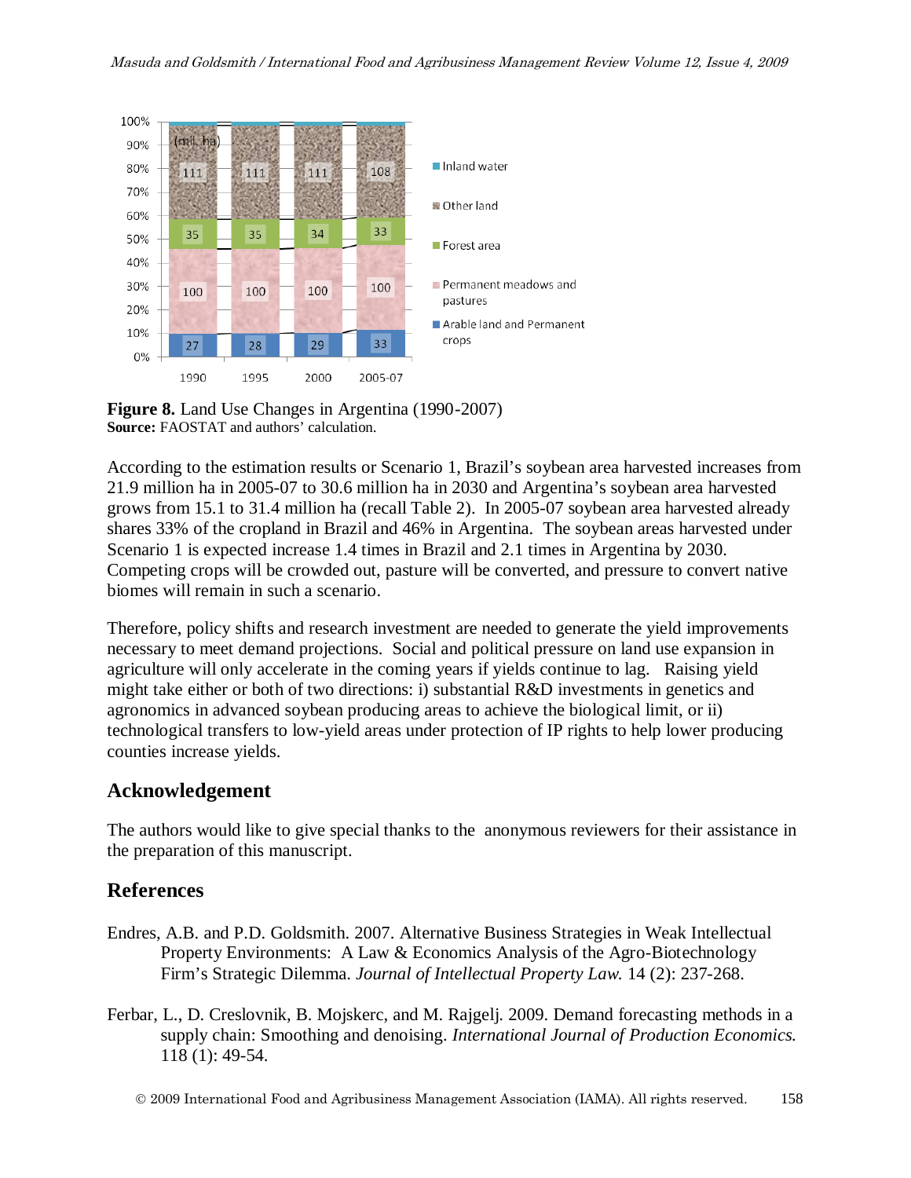**Figure 8.** Land Use Changes in Argentina (1990-2007)
**Source:** FAOSTAT and authors' calculation.

According to the estimation results or Scenario 1, Brazil's soybean area harvested increases from 21.9 million ha in 2005-07 to 30.6 million ha in 2030 and Argentina's soybean area harvested grows from 15.1 to 31.4 million ha (recall Table 2). In 2005-07 soybean area harvested already shares 33% of the cropland in Brazil and 46% in Argentina. The soybean areas harvested under Scenario 1 is expected increase 1.4 times in Brazil and 2.1 times in Argentina by 2030. Competing crops will be crowded out, pasture will be converted, and pressure to convert native biomes will remain in such a scenario.

Therefore, policy shifts and research investment are needed to generate the yield improvements necessary to meet demand projections. Social and political pressure on land use expansion in agriculture will only accelerate in the coming years if yields continue to lag. Raising yield might take either or both of two directions: i) substantial R&D investments in genetics and agronomics in advanced soybean producing areas to achieve the biological limit, or ii) technological transfers to low-yield areas under protection of IP rights to help lower producing counties increase yields.

## Acknowledgement

The authors would like to give special thanks to the anonymous reviewers for their assistance in the preparation of this manuscript.

## References

Endres, A.B. and P.D. Goldsmith. 2007. Alternative Business Strategies in Weak Intellectual Property Environments: A Law & Economics Analysis of the Agro-Biotechnology Firm's Strategic Dilemma. *Journal of Intellectual Property Law.* 14 (2): 237-268.

Ferbar, L., D. Creslovnik, B. Mojskerc, and M. Rajgelj. 2009. Demand forecasting methods in a supply chain: Smoothing and denoising. *International Journal of Production Economics.* 118 (1): 49-54.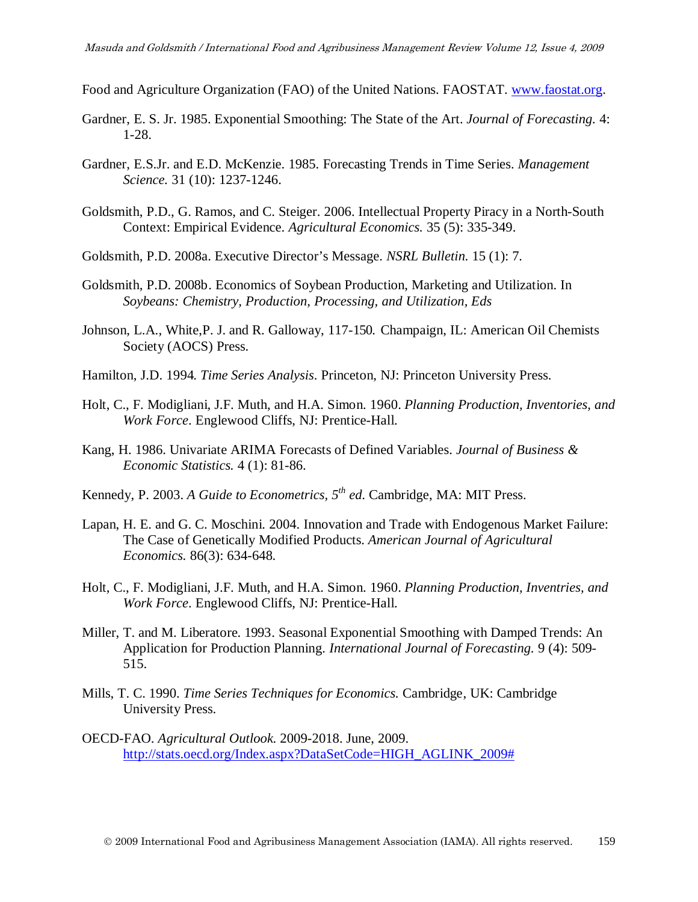Food and Agriculture Organization (FAO) of the United Nations. FAOSTAT. www.faostat.org.

Gardner, E. S. Jr. 1985. Exponential Smoothing: The State of the Art. *Journal of Forecasting.* 4: 1-28.

Gardner, E.S.Jr. and E.D. McKenzie. 1985. Forecasting Trends in Time Series. *Management Science.* 31 (10): 1237-1246.

Goldsmith, P.D., G. Ramos, and C. Steiger. 2006. Intellectual Property Piracy in a North-South Context: Empirical Evidence. *Agricultural Economics.* 35 (5): 335-349.

Goldsmith, P.D. 2008a. Executive Director's Message. *NSRL Bulletin.* 15 (1): 7.

Goldsmith, P.D. 2008b. Economics of Soybean Production, Marketing and Utilization. In *Soybeans: Chemistry, Production, Processing, and Utilization, Eds*

Johnson, L.A., White,P. J. and R. Galloway, 117-150. Champaign, IL: American Oil Chemists Society (AOCS) Press.

Hamilton, J.D. 1994. *Time Series Analysis*. Princeton, NJ: Princeton University Press.

Holt, C., F. Modigliani, J.F. Muth, and H.A. Simon. 1960. *Planning Production, Inventories, and Work Force*. Englewood Cliffs, NJ: Prentice-Hall.

Kang, H. 1986. Univariate ARIMA Forecasts of Defined Variables. *Journal of Business & Economic Statistics.* 4 (1): 81-86.

Kennedy, P. 2003. *A Guide to Econometrics, 5th ed.* Cambridge, MA: MIT Press.

Lapan, H. E. and G. C. Moschini. 2004. Innovation and Trade with Endogenous Market Failure: The Case of Genetically Modified Products. *American Journal of Agricultural Economics.* 86(3): 634-648.

Holt, C., F. Modigliani, J.F. Muth, and H.A. Simon. 1960. *Planning Production, Inventries, and Work Force*. Englewood Cliffs, NJ: Prentice-Hall.

Miller, T. and M. Liberatore. 1993. Seasonal Exponential Smoothing with Damped Trends: An Application for Production Planning. *International Journal of Forecasting.* 9 (4): 509-515.

Mills, T. C. 1990. *Time Series Techniques for Economics.* Cambridge, UK: Cambridge University Press.

OECD-FAO. *Agricultural Outlook.* 2009-2018. June, 2009. http://stats.oecd.org/Index.aspx?DataSetCode=HIGH_AGLINK_2009#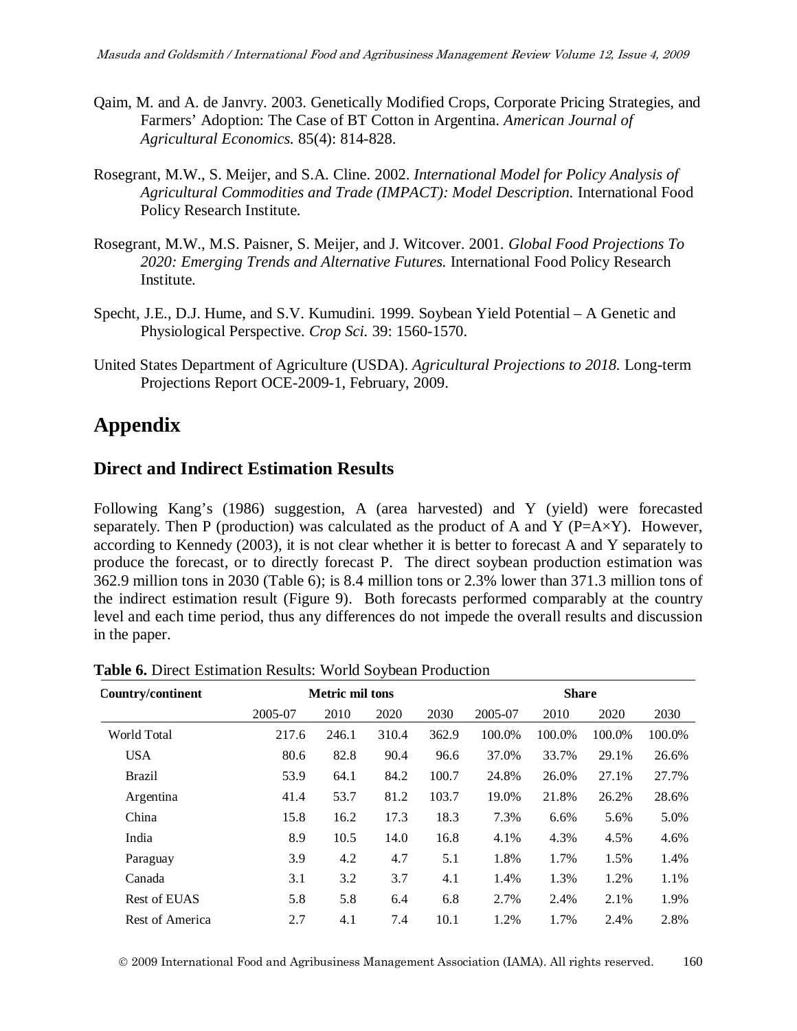Qaim, M. and A. de Janvry. 2003. Genetically Modified Crops, Corporate Pricing Strategies, and Farmers' Adoption: The Case of BT Cotton in Argentina. *American Journal of Agricultural Economics.* 85(4): 814-828.

Rosegrant, M.W., S. Meijer, and S.A. Cline. 2002. *International Model for Policy Analysis of Agricultural Commodities and Trade (IMPACT): Model Description.* International Food Policy Research Institute.

Rosegrant, M.W., M.S. Paisner, S. Meijer, and J. Witcover. 2001. *Global Food Projections To 2020: Emerging Trends and Alternative Futures.* International Food Policy Research Institute.

Specht, J.E., D.J. Hume, and S.V. Kumudini. 1999. Soybean Yield Potential – A Genetic and Physiological Perspective. *Crop Sci.* 39: 1560-1570.

United States Department of Agriculture (USDA). *Agricultural Projections to 2018.* Long-term Projections Report OCE-2009-1, February, 2009.

# Appendix

## Direct and Indirect Estimation Results

Following Kang's (1986) suggestion, A (area harvested) and Y (yield) were forecasted separately. Then P (production) was calculated as the product of A and Y (P=A×Y). However, according to Kennedy (2003), it is not clear whether it is better to forecast A and Y separately to produce the forecast, or to directly forecast P. The direct soybean production estimation was 362.9 million tons in 2030 (Table 6); is 8.4 million tons or 2.3% lower than 371.3 million tons of the indirect estimation result (Figure 9). Both forecasts performed comparably at the country level and each time period, thus any differences do not impede the overall results and discussion in the paper.

**Table 6.** Direct Estimation Results: World Soybean Production

| Country/continent | Metric mil tons | | | | Share | | | |
|---|---|---|---|---|---|---|---|---|
| | 2005-07 | 2010 | 2020 | 2030 | 2005-07 | 2010 | 2020 | 2030 |
| World Total | 217.6 | 246.1 | 310.4 | 362.9 | 100.0% | 100.0% | 100.0% | 100.0% |
| USA | 80.6 | 82.8 | 90.4 | 96.6 | 37.0% | 33.7% | 29.1% | 26.6% |
| Brazil | 53.9 | 64.1 | 84.2 | 100.7 | 24.8% | 26.0% | 27.1% | 27.7% |
| Argentina | 41.4 | 53.7 | 81.2 | 103.7 | 19.0% | 21.8% | 26.2% | 28.6% |
| China | 15.8 | 16.2 | 17.3 | 18.3 | 7.3% | 6.6% | 5.6% | 5.0% |
| India | 8.9 | 10.5 | 14.0 | 16.8 | 4.1% | 4.3% | 4.5% | 4.6% |
| Paraguay | 3.9 | 4.2 | 4.7 | 5.1 | 1.8% | 1.7% | 1.5% | 1.4% |
| Canada | 3.1 | 3.2 | 3.7 | 4.1 | 1.4% | 1.3% | 1.2% | 1.1% |
| Rest of EUAS | 5.8 | 5.8 | 6.4 | 6.8 | 2.7% | 2.4% | 2.1% | 1.9% |
| Rest of America | 2.7 | 4.1 | 7.4 | 10.1 | 1.2% | 1.7% | 2.4% | 2.8% |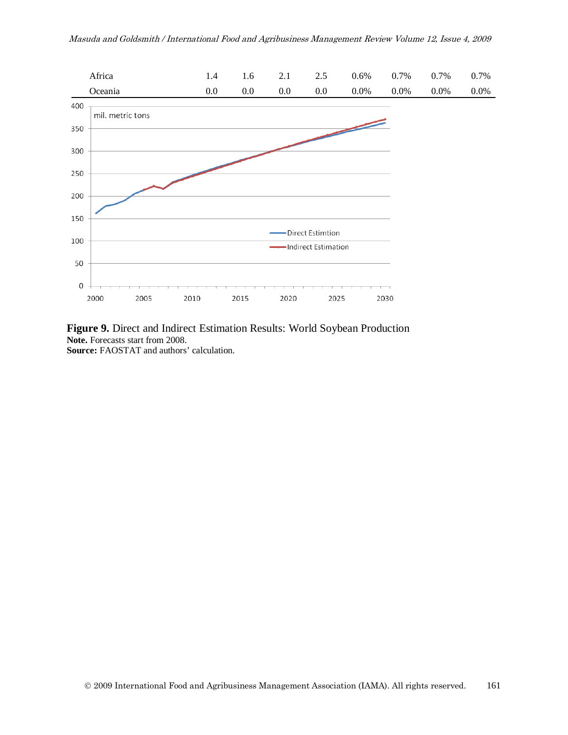| | | | | | | | | |
|---|---|---|---|---|---|---|---|---|
| Africa | 1.4 | 1.6 | 2.1 | 2.5 | 0.6% | 0.7% | 0.7% | 0.7% |
| Oceania | 0.0 | 0.0 | 0.0 | 0.0 | 0.0% | 0.0% | 0.0% | 0.0% |

mil. metric tons

400
350
300
250
200
150
100
50
0

2000 2005 2010 2015 2020 2025 2030

Direct Estimtion
Indirect Estimation

**Figure 9.** Direct and Indirect Estimation Results: World Soybean Production
**Note.** Forecasts start from 2008.
**Source:** FAOSTAT and authors' calculation.